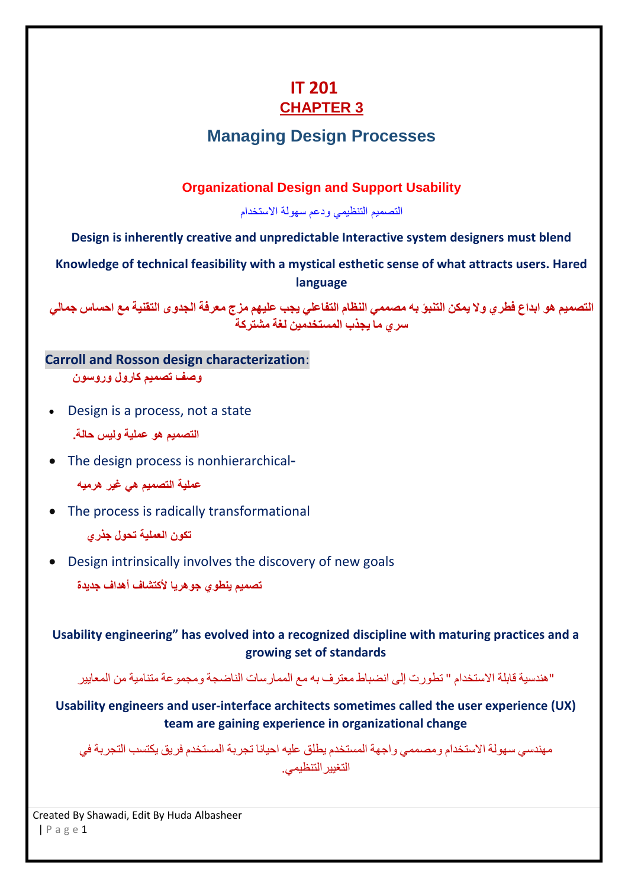# IT 201

## CHAPTER 3

## Managing Design Processes

### Organizational Design and Support Usability

التصميم التنظيمي ودعم سهولة الاستخدام

**Design is inherently creative and unpredictable Interactive system designers must blend**

**Knowledge of technical feasibility with a mystical esthetic sense of what attracts users. Hared language**

**التصميم هو ابداع فطري ولا يمكن التنبؤ به مصممي النظام التفاعلي يجب عليهم مزج معرفة الجدوى التقنية مع احساس جمالي سري ما يجذب المستخدمين لغة مشتركة**

**Carroll and Rosson design characterization**:

**وصف تصميم كارول وروسون**

- Design is a process, not a state

  **التصميم هو عملية وليس حالة.**

- The design process is nonhierarchical-

  **عملية التصميم هي غير هرميه**

- The process is radically transformational

  **تكون العملية تحول جذري**

- Design intrinsically involves the discovery of new goals

  **تصميم ينطوي جوهريا لأكتشاف أهداف جديدة**

**Usability engineering" has evolved into a recognized discipline with maturing practices and a growing set of standards**

"هندسية قابلة الاستخدام " تطورت إلى انضباط معترف به مع الممارسات الناضجة ومجموعة متنامية من المعايير

**Usability engineers and user-interface architects sometimes called the user experience (UX) team are gaining experience in organizational change**

مهندسي سهولة الاستخدام ومصممي واجهة المستخدم يطلق عليه احيانا تجربة المستخدم فريق يكتسب التجربة في التغيير التنظيمي.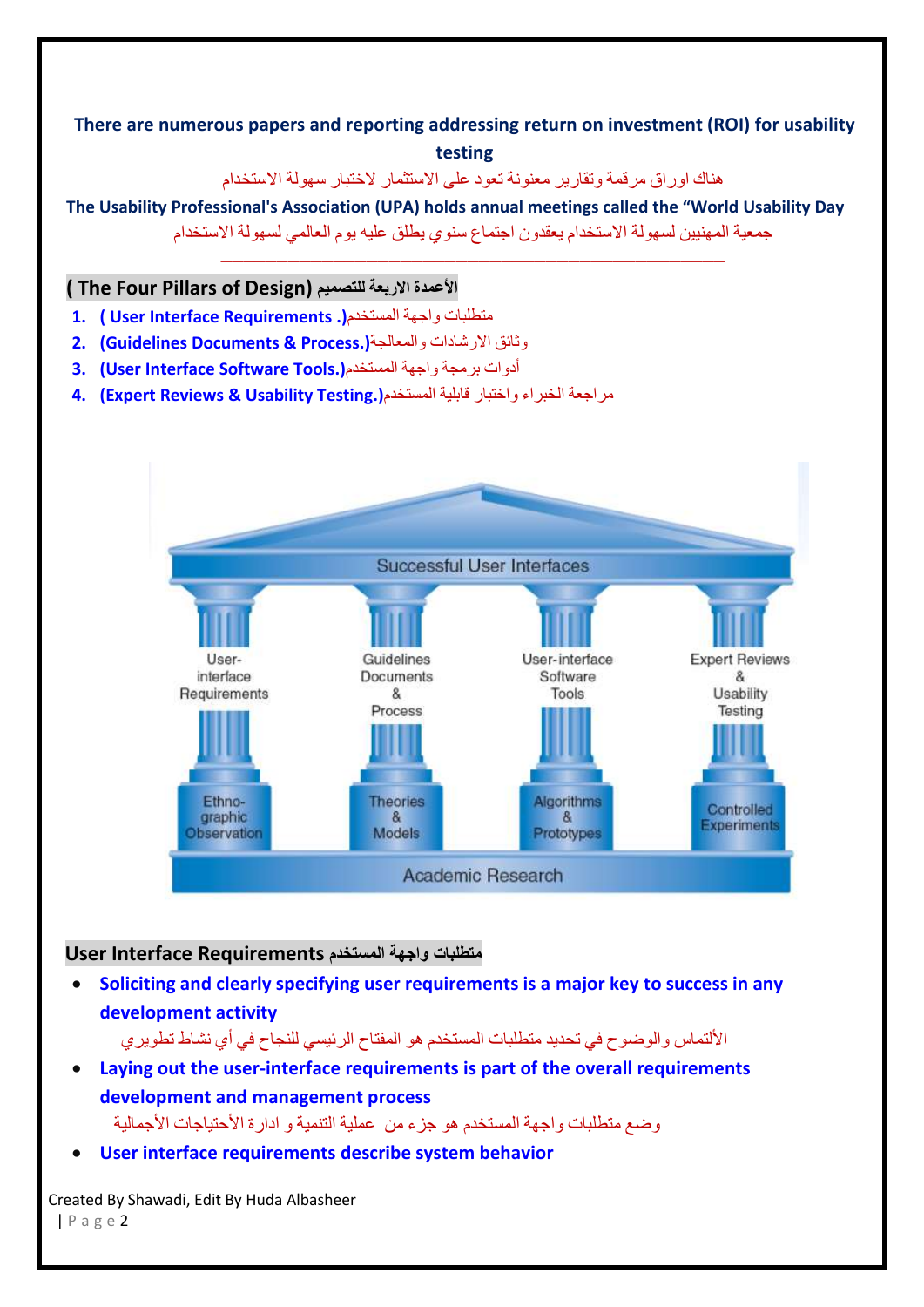**There are numerous papers and reporting addressing return on investment (ROI) for usability testing**

هناك اوراق مرقمة وتقارير معنونة تعود على الاستثمار لاختبار سهولة الاستخدام

**The Usability Professional's Association (UPA) holds annual meetings called the "World Usability Day**

جمعية المهنيين لسهولة الاستخدام يعقدون اجتماع سنوي يطلق عليه يوم العالمي لسهولة الاستخدام

---

## ( The Four Pillars of Design) الأعمدة الاربعة للتصميم

1. **( User Interface Requirements .)** متطلبات واجهة المستخدم
2. **(Guidelines Documents & Process.)** وثائق الارشادات والمعالجة
3. **(User Interface Software Tools.)** أدوات برمجة واجهة المستخدم
4. **(Expert Reviews & Usability Testing.)** مراجعة الخبراء واختبار قابلية المستخدم

## User Interface Requirements متطلبات واجهة المستخدم

- **Soliciting and clearly specifying user requirements is a major key to success in any development activity**

  الألتماس والوضوح في تحديد متطلبات المستخدم هو المفتاح الرئيسي للنجاح في أي نشاط تطويري

- **Laying out the user-interface requirements is part of the overall requirements development and management process**

  وضع متطلبات واجهة المستخدم هو جزء من عملية التنمية و ادارة الأحتياجات الأجمالية

- **User interface requirements describe system behavior**

Created By Shawadi, Edit By Huda Albasheer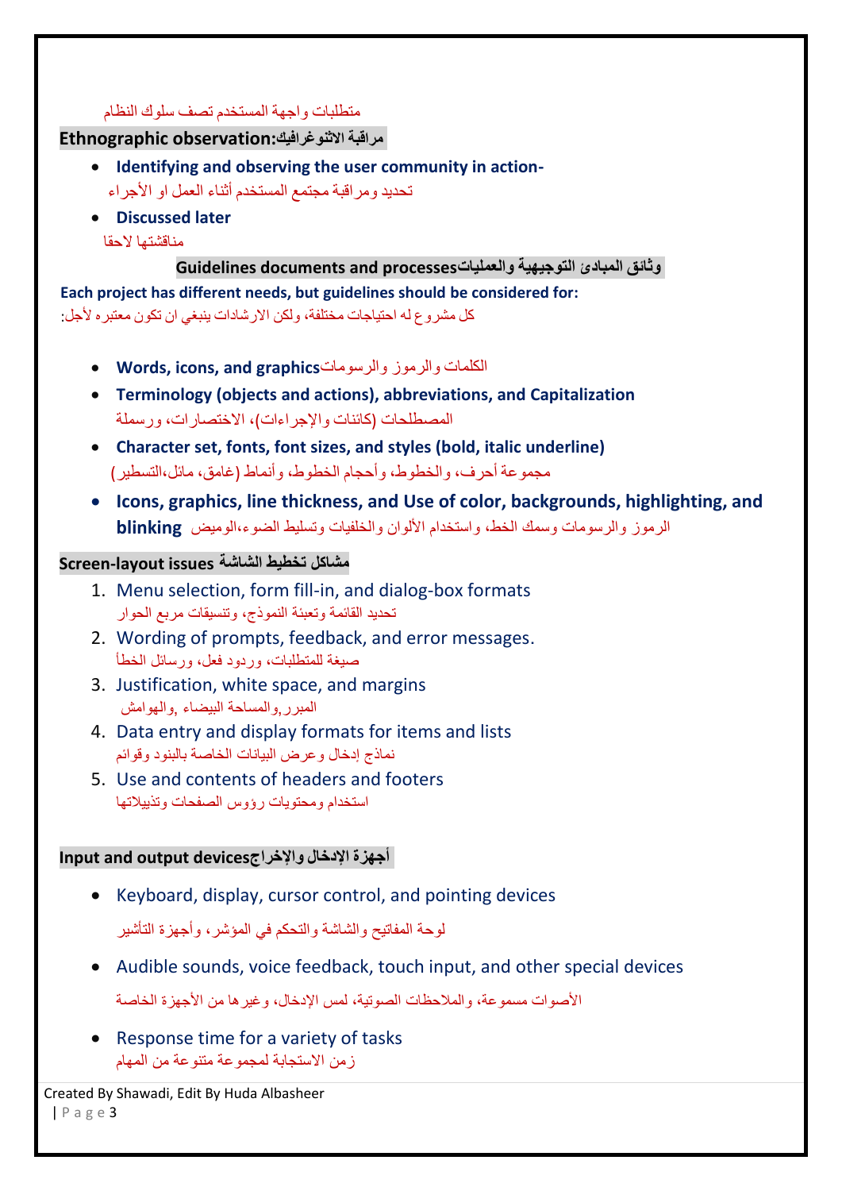متطلبات واجهة المستخدم تصف سلوك النظام

**Ethnographic observation:مراقبة الاثنوغرافيك**

- **Identifying and observing the user community in action-**
  تحديد ومراقبة مجتمع المستخدم أثناء العمل او الأجراء
- **Discussed later**
  مناقشتها لاحقا

**Guidelines documents and processesوثائق المبادئ التوجيهية والعمليات**

**Each project has different needs, but guidelines should be considered for:**
كل مشروع له احتياجات مختلفة، ولكن الارشادات ينبغي ان تكون معتبره لأجل:

- **Words, icons, and graphics**الكلمات والرموز والرسومات
- **Terminology (objects and actions), abbreviations, and Capitalization**
  المصطلحات (كائنات والإجراءات)، الاختصارات، ورسملة
- **Character set, fonts, font sizes, and styles (bold, italic underline)**
  مجموعة أحرف، والخطوط، وأحجام الخطوط، وأنماط (غامق، مائل،التسطير)
- **Icons, graphics, line thickness, and Use of color, backgrounds, highlighting, and blinking** الرموز والرسومات وسمك الخط، واستخدام الألوان والخلفيات وتسليط الضوء،الوميض

**Screen-layout issues مشاكل تخطيط الشاشة**

1. Menu selection, form fill-in, and dialog-box formats
   تحديد القائمة وتعبئة النموذج، وتنسيقات مربع الحوار
2. Wording of prompts, feedback, and error messages.
   صيغة للمتطلبات، وردود فعل، ورسائل الخطأ
3. Justification, white space, and margins
   المبرر,والمساحة البيضاء ,والهوامش
4. Data entry and display formats for items and lists
   نماذج إدخال وعرض البيانات الخاصة بالبنود وقوائم
5. Use and contents of headers and footers
   استخدام ومحتويات رؤوس الصفحات وتذييلاتها

**Input and output devicesأجهزة الإدخال والإخراج**

- Keyboard, display, cursor control, and pointing devices
  لوحة المفاتيح والشاشة والتحكم في المؤشر، وأجهزة التأشير
- Audible sounds, voice feedback, touch input, and other special devices
  الأصوات مسموعة، والملاحظات الصوتية، لمس الإدخال، وغيرها من الأجهزة الخاصة
- Response time for a variety of tasks
  زمن الاستجابة لمجموعة متنوعة من المهام

Created By Shawadi, Edit By Huda Albasheer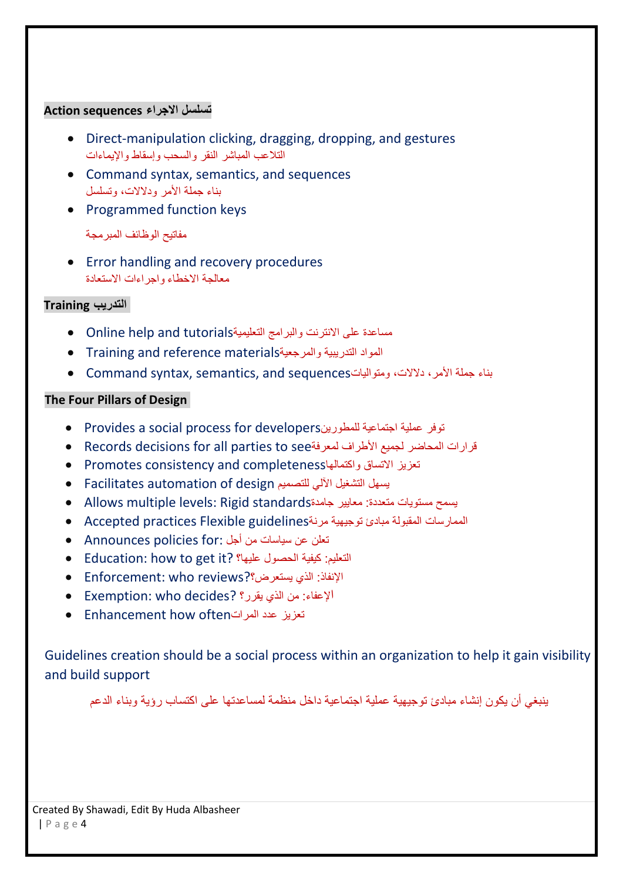**Action sequences تسلسل الاجراء**

- Direct-manipulation clicking, dragging, dropping, and gestures
  التلاعب المباشر النقر والسحب وإسقاط والإيماءات
- Command syntax, semantics, and sequences
  بناء جملة الأمر ودلالات، وتسلسل
- Programmed function keys

  مفاتيح الوظائف المبرمجة
- Error handling and recovery procedures
  معالجة الاخطاء واجراءات الاستعادة

**Training التدريب**

- Online help and tutorialsمساعدة على الانترنت والبرامج التعليمية
- Training and reference materialsالمواد التدريبية والمرجعية
- Command syntax, semantics, and sequencesبناء جملة الأمر، دلالات، ومتواليات

**The Four Pillars of Design**

- Provides a social process for developersتوفر عملية اجتماعية للمطورين
- Records decisions for all parties to seeقرارات المحاضر لجميع الأطراف لمعرفة
- Promotes consistency and completenessتعزيز الاتساق واكتمالها
- Facilitates automation of design يسهل التشغيل الآلي للتصميم
- Allows multiple levels: Rigid standardsيسمح مستويات متعددة: معايير جامدة
- Accepted practices Flexible guidelinesالممارسات المقبولة مبادئ توجيهية مرنة
- Announces policies for: تعلن عن سياسات من أجل
- Education: how to get it? التعليم: كيفية الحصول عليها؟
- Enforcement: who reviews?الإنفاذ: الذي يستعرض؟
- Exemption: who decides? الإعفاء: من الذي يقرر؟
- Enhancement how oftenتعزيز عدد المرات

Guidelines creation should be a social process within an organization to help it gain visibility and build support

ينبغي أن يكون إنشاء مبادئ توجيهية عملية اجتماعية داخل منظمة لمساعدتها على اكتساب رؤية وبناء الدعم

Created By Shawadi, Edit By Huda Albasheer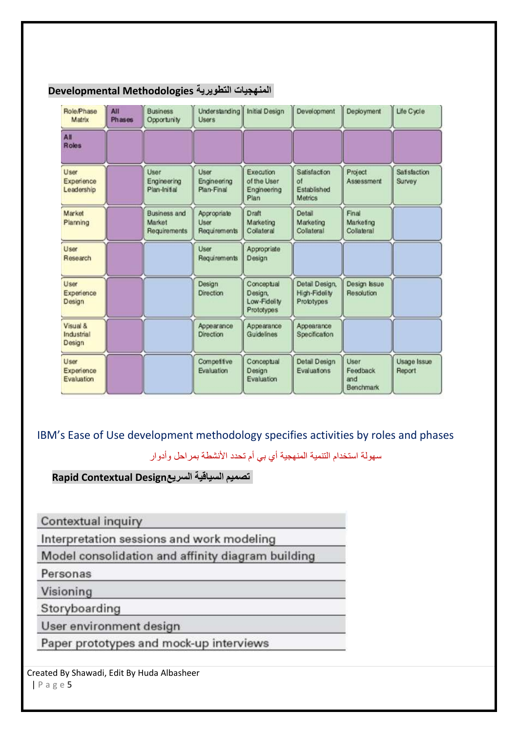## Developmental Methodologies المنهجيات التطويرية

| Role/Phase Matrix | All Phases | Business Opportunity | Understanding Users | Initial Design | Development | Deployment | Life Cycle |
|---|---|---|---|---|---|---|---|
| All Roles | | | | | | | |
| User Experience Leadership | | User Engineering Plan-Initial | User Engineering Plan-Final | Execution of the User Engineering Plan | Satisfaction of Established Metrics | Project Assessment | Satisfaction Survey |
| Market Planning | | Business and Market Requirements | Appropriate User Requirements | Draft Marketing Collateral | Detail Marketing Collateral | Final Marketing Collateral | |
| User Research | | | User Requirements | Appropriate Design | | | |
| User Experience Design | | | Design Direction | Conceptual Design, Low-Fidelity Prototypes | Detail Design, High-Fidelity Prototypes | Design Issue Resolution | |
| Visual & Industrial Design | | | Appearance Direction | Appearance Guidelines | Appearance Specification | | |
| User Experience Evaluation | | | Competitive Evaluation | Conceptual Design Evaluation | Detail Design Evaluations | User Feedback and Benchmark | Usage Issue Report |

IBM's Ease of Use development methodology specifies activities by roles and phases

سهولة استخدام التنمية المنهجية أي بي أم تحدد الأنشطة بمراحل وأدوار

## Rapid Contextual Design تصميم السياقية السريع

- Contextual inquiry
- Interpretation sessions and work modeling
- Model consolidation and affinity diagram building
- Personas
- Visioning
- Storyboarding
- User environment design
- Paper prototypes and mock-up interviews

Created By Shawadi, Edit By Huda Albasheer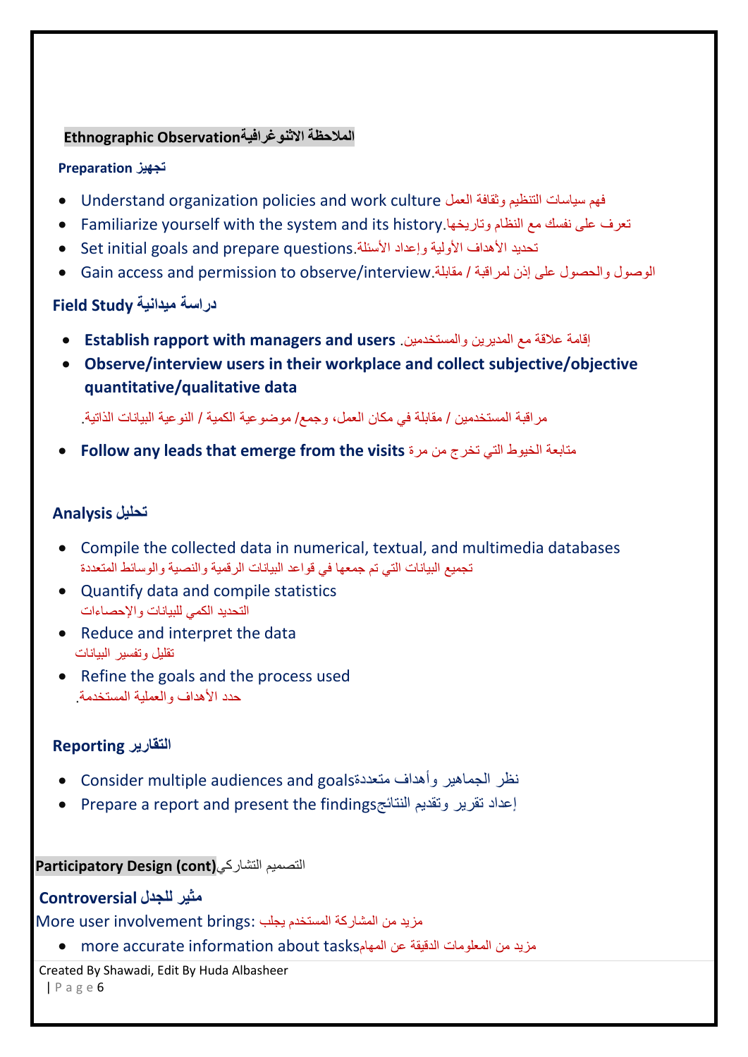## Ethnographic Observationالملاحظة الاثنوغرافية

### Preparation تجهيز

- Understand organization policies and work culture فهم سياسات التنظيم وثقافة العمل
- Familiarize yourself with the system and its history.تعرف على نفسك مع النظام وتاريخها
- Set initial goals and prepare questions.تحديد الأهداف الأولية وإعداد الأسئلة
- Gain access and permission to observe/interview.الوصول والحصول على إذن لمراقبة / مقابلة

### Field Study دراسة ميدانية

- **Establish rapport with managers and users** .إقامة علاقة مع المديرين والمستخدمين
- **Observe/interview users in their workplace and collect subjective/objective quantitative/qualitative data**

مراقبة المستخدمين / مقابلة في مكان العمل، وجمع/ موضوعية الكمية / النوعية البيانات الذاتية.

- **Follow any leads that emerge from the visits** متابعة الخيوط التي تخرج من مرة

### Analysis تحليل

- Compile the collected data in numerical, textual, and multimedia databases
  تجميع البيانات التي تم جمعها في قواعد البيانات الرقمية والنصية والوسائط المتعددة
- Quantify data and compile statistics
  التحديد الكمي للبيانات والإحصاءات
- Reduce and interpret the data
  تقليل وتفسير البيانات
- Refine the goals and the process used
  حدد الأهداف والعملية المستخدمة.

### Reporting التقارير

- Consider multiple audiences and goalsنظر الجماهير وأهداف متعددة
- Prepare a report and present the findingsإعداد تقرير وتقديم النتائج

## Participatory Design (cont)التصميم التشاركي

### Controversial مثير للجدل

More user involvement brings: مزيد من المشاركة المستخدم يجلب

- more accurate information about tasksمزيد من المعلومات الدقيقة عن المهام

Created By Shawadi, Edit By Huda Albasheer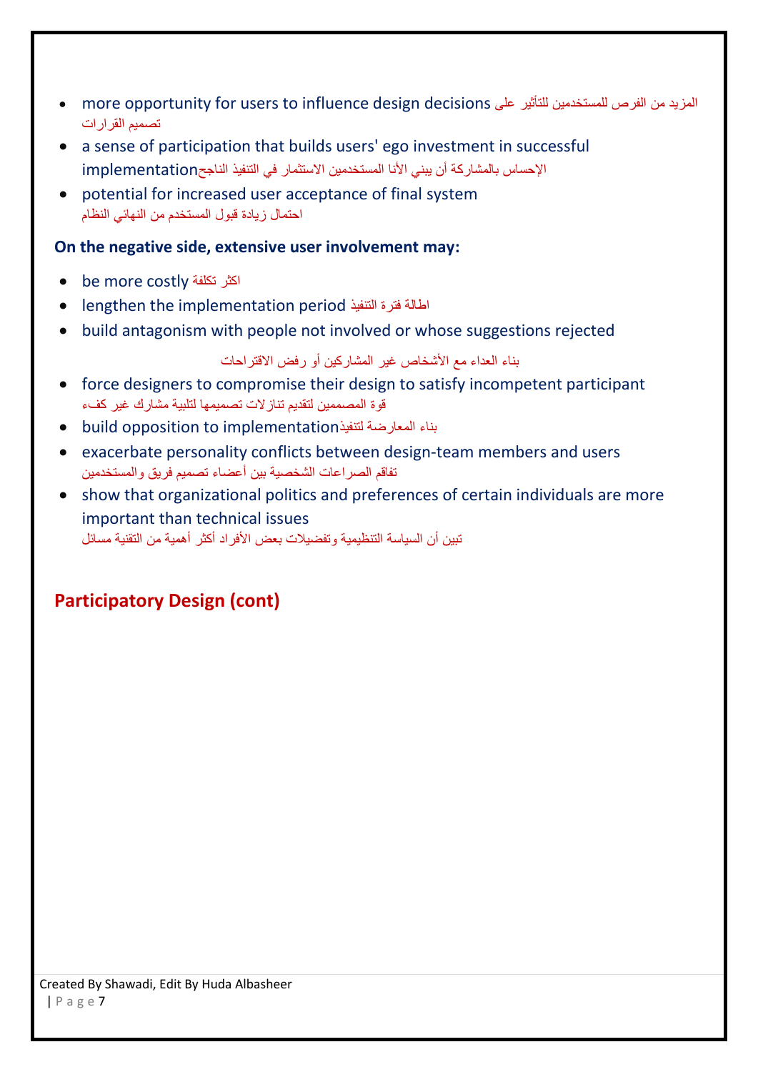- more opportunity for users to influence design decisions المزيد من الفرص للمستخدمين للتأثير على تصميم القرارات
- a sense of participation that builds users' ego investment in successful implementationالإحساس بالمشاركة أن يبني الأنا المستخدمين الاستثمار في التنفيذ الناجح
- potential for increased user acceptance of final system احتمال زيادة قبول المستخدم من النهائي النظام

**On the negative side, extensive user involvement may:**

- be more costly اكثر تكلفة
- lengthen the implementation period اطالة فترة التنفيذ
- build antagonism with people not involved or whose suggestions rejected

بناء العداء مع الأشخاص غير المشاركين أو رفض الاقتراحات

- force designers to compromise their design to satisfy incompetent participant قوة المصممين لتقديم تنازلات تصميمها لتلبية مشارك غير كفء
- build opposition to implementationبناء المعارضة لتنفيذ
- exacerbate personality conflicts between design-team members and users تفاقم الصراعات الشخصية بين أعضاء تصميم فريق والمستخدمين
- show that organizational politics and preferences of certain individuals are more important than technical issues تبين أن السياسة التنظيمية وتفضيلات بعض الأفراد أكثر أهمية من التقنية مسائل

## Participatory Design (cont)

Created By Shawadi, Edit By Huda Albasheer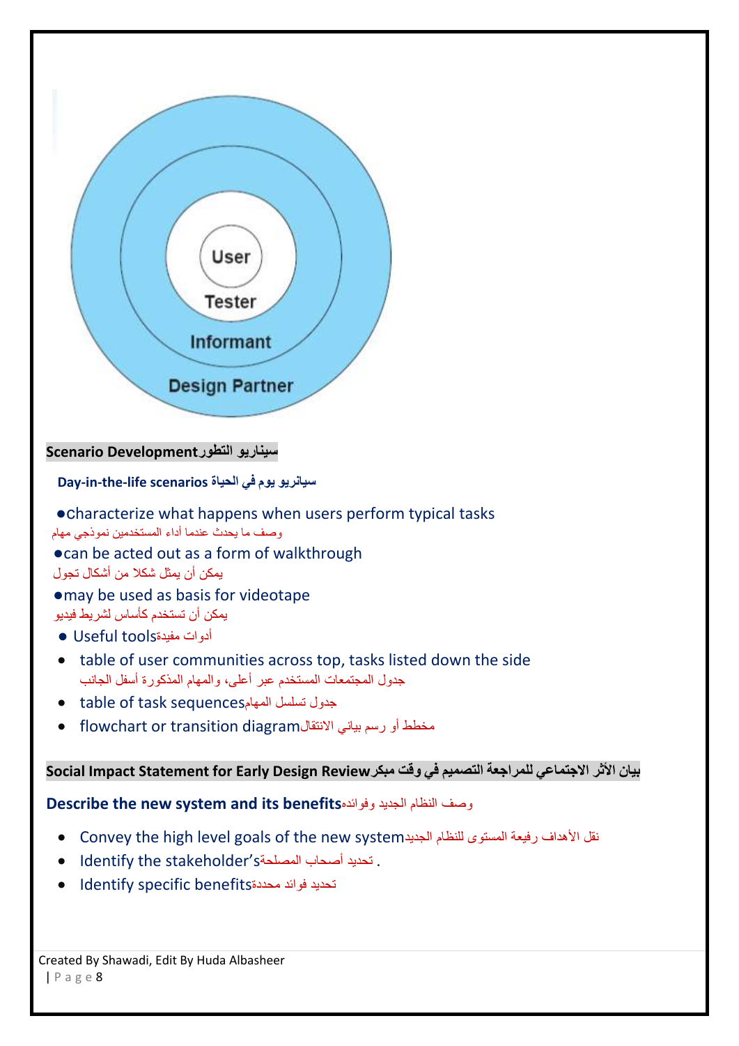User

Tester

Informant

Design Partner

**Scenario Development سيناريو التطور**

**Day-in-the-life scenarios سيانريو يوم في الحياة**

- characterize what happens when users perform typical tasks
  وصف ما يحدث عندما أداء المستخدمين نموذجي مهام
- can be acted out as a form of walkthrough
  يمكن أن يمثل شكلا من أشكال تجول
- may be used as basis for videotape
  يمكن أن تستخدم كأساس لشريط فيديو
- Useful tools أدوات مفيدة
- table of user communities across top, tasks listed down the side
  جدول المجتمعات المستخدم عبر أعلى، والمهام المذكورة أسفل الجانب
- table of task sequences جدول تسلسل المهام
- flowchart or transition diagram مخطط أو رسم بياني الانتقال

**Social Impact Statement for Early Design Review بيان الأثر الاجتماعي للمراجعة التصميم في وقت مبكر**

**Describe the new system and its benefits** وصف النظام الجديد وفوائده

- Convey the high level goals of the new system نقل الأهداف رفيعة المستوى للنظام الجديد
- Identify the stakeholder's تحديد أصحاب المصلحة .
- Identify specific benefits تحديد فوائد محددة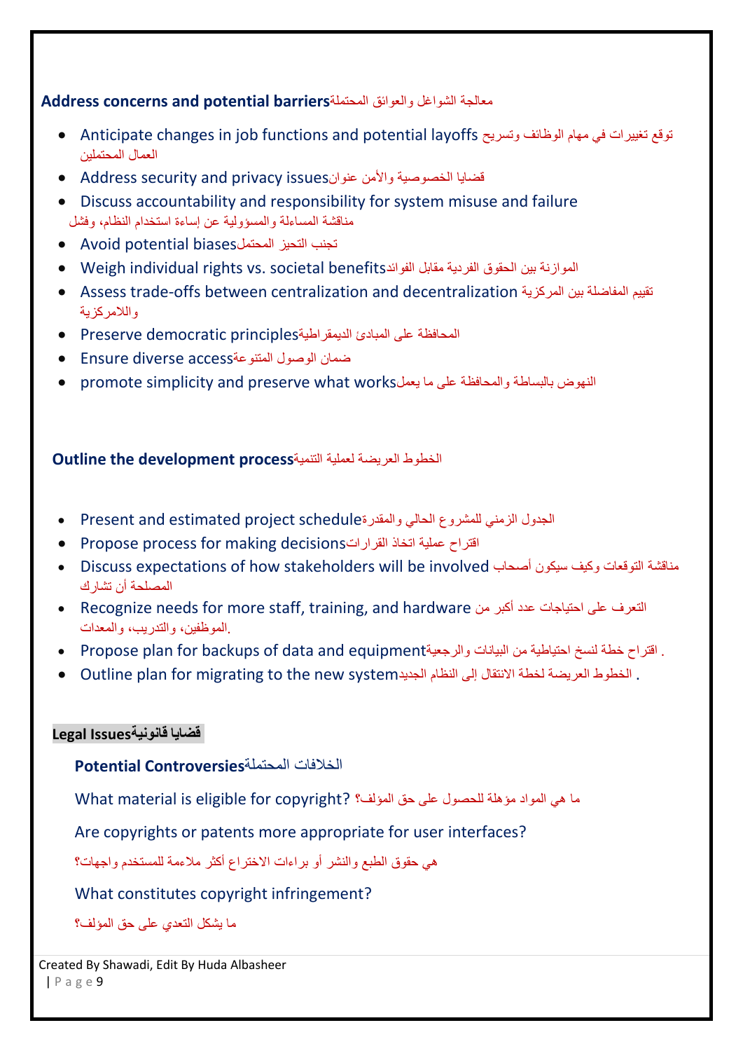**Address concerns and potential barriers**معالجة الشواغل والعوائق المحتملة

- Anticipate changes in job functions and potential layoffs توقع تغييرات في مهام الوظائف وتسريح العمال المحتملين
- Address security and privacy issuesقضايا الخصوصية والأمن عنوان
- Discuss accountability and responsibility for system misuse and failure مناقشة المساءلة والمسؤولية عن إساءة استخدام النظام، وفشل
- Avoid potential biasesتجنب التحيز المحتمل
- Weigh individual rights vs. societal benefitsالموازنة بين الحقوق الفردية مقابل الفوائد
- Assess trade-offs between centralization and decentralization تقييم المفاضلة بين المركزية واللامركزية
- Preserve democratic principlesالمحافظة على المبادئ الديمقراطية
- Ensure diverse accessضمان الوصول المتنوعة
- promote simplicity and preserve what worksالنهوض بالبساطة والمحافظة على ما يعمل

**Outline the development process**الخطوط العريضة لعملية التنمية

- Present and estimated project scheduleالجدول الزمني للمشروع الحالي والمقدرة
- Propose process for making decisionsاقتراح عملية اتخاذ القرارات
- Discuss expectations of how stakeholders will be involved مناقشة التوقعات وكيف سيكون أصحاب المصلحة أن تشارك
- Recognize needs for more staff, training, and hardware التعرف على احتياجات عدد أكبر من الموظفين، والتدريب، والمعدات.
- Propose plan for backups of data and equipmentاقتراح خطة لنسخ احتياطية من البيانات والرجعية .
- Outline plan for migrating to the new systemالخطوط العريضة لخطة الانتقال إلى النظام الجديد .

**Legal Issues**قضايا قانونية

**Potential Controversies**الخلافات المحتملة

What material is eligible for copyright? ما هي المواد مؤهلة للحصول على حق المؤلف؟

Are copyrights or patents more appropriate for user interfaces?

هي حقوق الطبع والنشر أو براءات الاختراع أكثر ملاءمة للمستخدم واجهات؟

What constitutes copyright infringement?

ما يشكل التعدي على حق المؤلف؟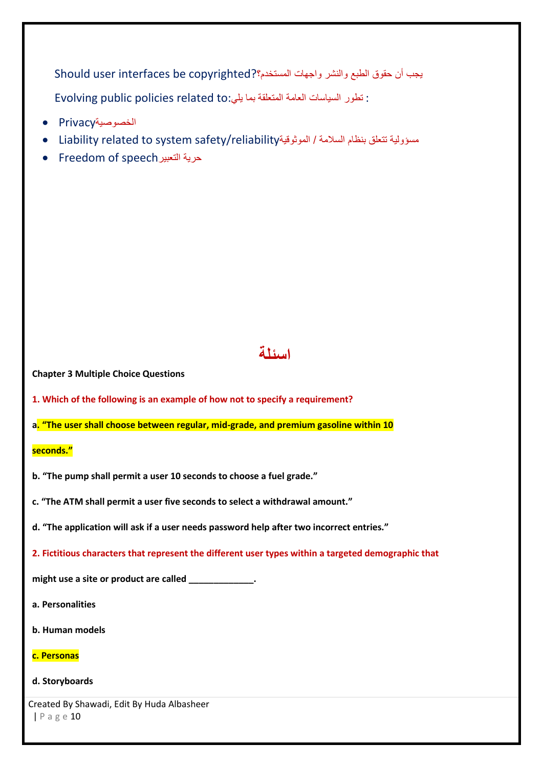Should user interfaces be copyrighted?يجب أن حقوق الطبع والنشر واجهات المستخدم؟

Evolving public policies related to:تطور السياسات العامة المتعلقة بما يلي :

- Privacyالخصوصية
- Liability related to system safety/reliabilityمسؤولية تتعلق بنظام السلامة / الموثوقية
- Freedom of speechحرية التعبير

# اسئلة

**Chapter 3 Multiple Choice Questions**

**1. Which of the following is an example of how not to specify a requirement?**

**a. "The user shall choose between regular, mid-grade, and premium gasoline within 10 seconds."**

**b. "The pump shall permit a user 10 seconds to choose a fuel grade."**

**c. "The ATM shall permit a user five seconds to select a withdrawal amount."**

**d. "The application will ask if a user needs password help after two incorrect entries."**

**2. Fictitious characters that represent the different user types within a targeted demographic that might use a site or product are called _____________.**

**a. Personalities**

**b. Human models**

**c. Personas**

**d. Storyboards**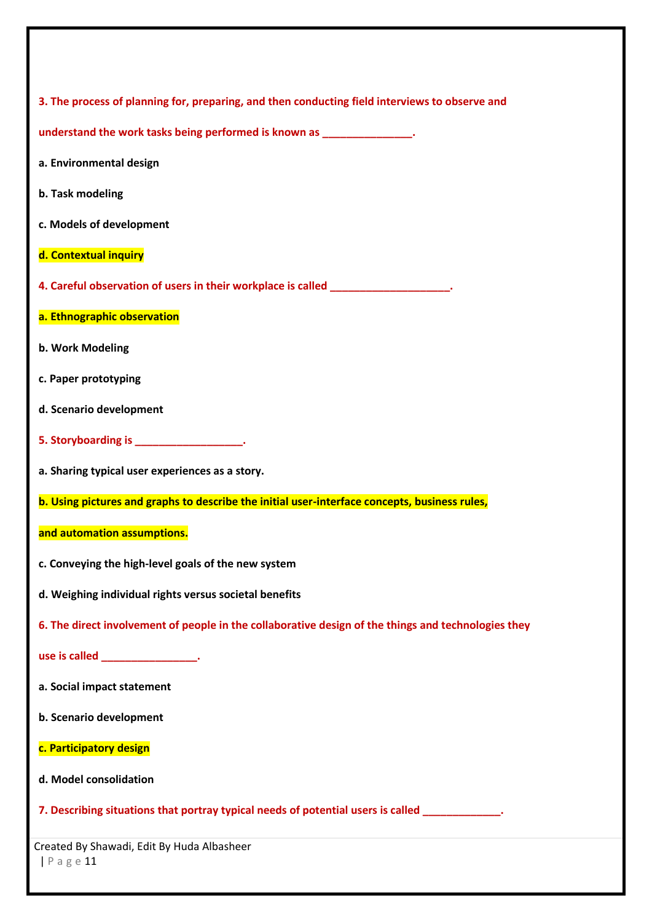**3. The process of planning for, preparing, and then conducting field interviews to observe and understand the work tasks being performed is known as _______________.**

**a. Environmental design**

**b. Task modeling**

**c. Models of development**

**d. Contextual inquiry**

**4. Careful observation of users in their workplace is called ____________________.**

**a. Ethnographic observation**

**b. Work Modeling**

**c. Paper prototyping**

**d. Scenario development**

**5. Storyboarding is __________________.**

**a. Sharing typical user experiences as a story.**

**b. Using pictures and graphs to describe the initial user-interface concepts, business rules, and automation assumptions.**

**c. Conveying the high-level goals of the new system**

**d. Weighing individual rights versus societal benefits**

**6. The direct involvement of people in the collaborative design of the things and technologies they use is called ________________.**

**a. Social impact statement**

**b. Scenario development**

**c. Participatory design**

**d. Model consolidation**

**7. Describing situations that portray typical needs of potential users is called _____________.**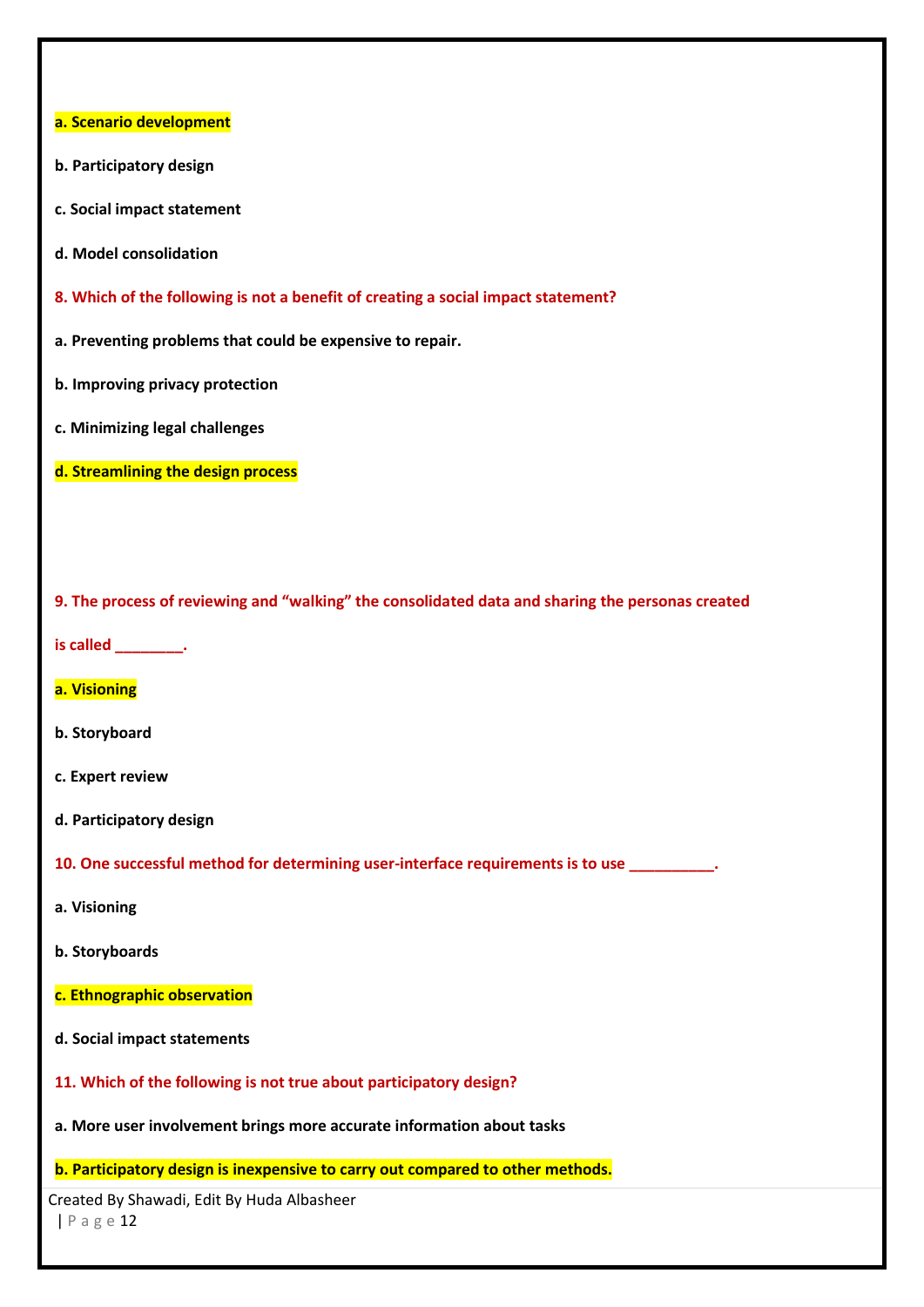**a. Scenario development**

**b. Participatory design**

**c. Social impact statement**

**d. Model consolidation**

**8. Which of the following is not a benefit of creating a social impact statement?**

**a. Preventing problems that could be expensive to repair.**

**b. Improving privacy protection**

**c. Minimizing legal challenges**

**d. Streamlining the design process**

**9. The process of reviewing and "walking" the consolidated data and sharing the personas created is called ________.**

**a. Visioning**

**b. Storyboard**

**c. Expert review**

**d. Participatory design**

**10. One successful method for determining user-interface requirements is to use __________.**

**a. Visioning**

**b. Storyboards**

**c. Ethnographic observation**

**d. Social impact statements**

**11. Which of the following is not true about participatory design?**

**a. More user involvement brings more accurate information about tasks**

**b. Participatory design is inexpensive to carry out compared to other methods.**

Created By Shawadi, Edit By Huda Albasheer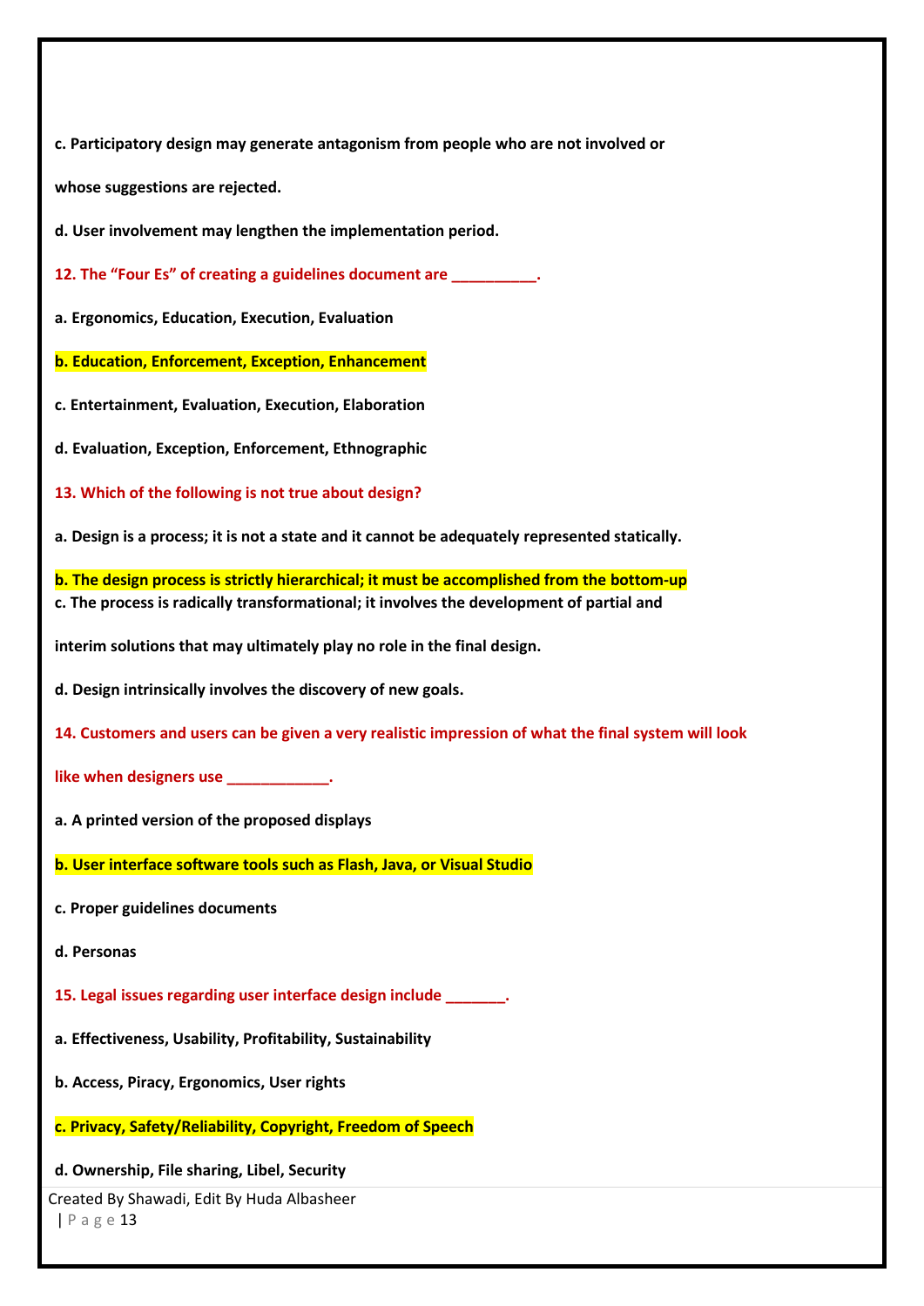**c. Participatory design may generate antagonism from people who are not involved or whose suggestions are rejected.**

**d. User involvement may lengthen the implementation period.**

**12. The "Four Es" of creating a guidelines document are __________.**

**a. Ergonomics, Education, Execution, Evaluation**

**b. Education, Enforcement, Exception, Enhancement**

**c. Entertainment, Evaluation, Execution, Elaboration**

**d. Evaluation, Exception, Enforcement, Ethnographic**

**13. Which of the following is not true about design?**

**a. Design is a process; it is not a state and it cannot be adequately represented statically.**

**b. The design process is strictly hierarchical; it must be accomplished from the bottom-up**

**c. The process is radically transformational; it involves the development of partial and interim solutions that may ultimately play no role in the final design.**

**d. Design intrinsically involves the discovery of new goals.**

**14. Customers and users can be given a very realistic impression of what the final system will look like when designers use ____________.**

**a. A printed version of the proposed displays**

**b. User interface software tools such as Flash, Java, or Visual Studio**

**c. Proper guidelines documents**

**d. Personas**

**15. Legal issues regarding user interface design include _______.**

**a. Effectiveness, Usability, Profitability, Sustainability**

**b. Access, Piracy, Ergonomics, User rights**

**c. Privacy, Safety/Reliability, Copyright, Freedom of Speech**

**d. Ownership, File sharing, Libel, Security**

Created By Shawadi, Edit By Huda Albasheer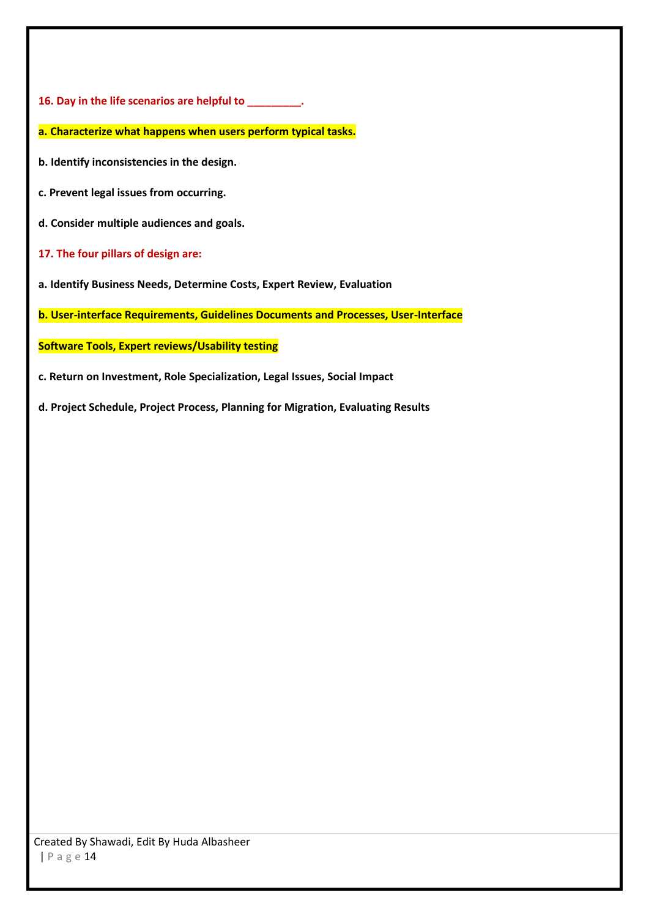**16. Day in the life scenarios are helpful to ________.**

**a. Characterize what happens when users perform typical tasks.**

**b. Identify inconsistencies in the design.**

**c. Prevent legal issues from occurring.**

**d. Consider multiple audiences and goals.**

**17. The four pillars of design are:**

**a. Identify Business Needs, Determine Costs, Expert Review, Evaluation**

**b. User-interface Requirements, Guidelines Documents and Processes, User-Interface Software Tools, Expert reviews/Usability testing**

**c. Return on Investment, Role Specialization, Legal Issues, Social Impact**

**d. Project Schedule, Project Process, Planning for Migration, Evaluating Results**

Created By Shawadi, Edit By Huda Albasheer